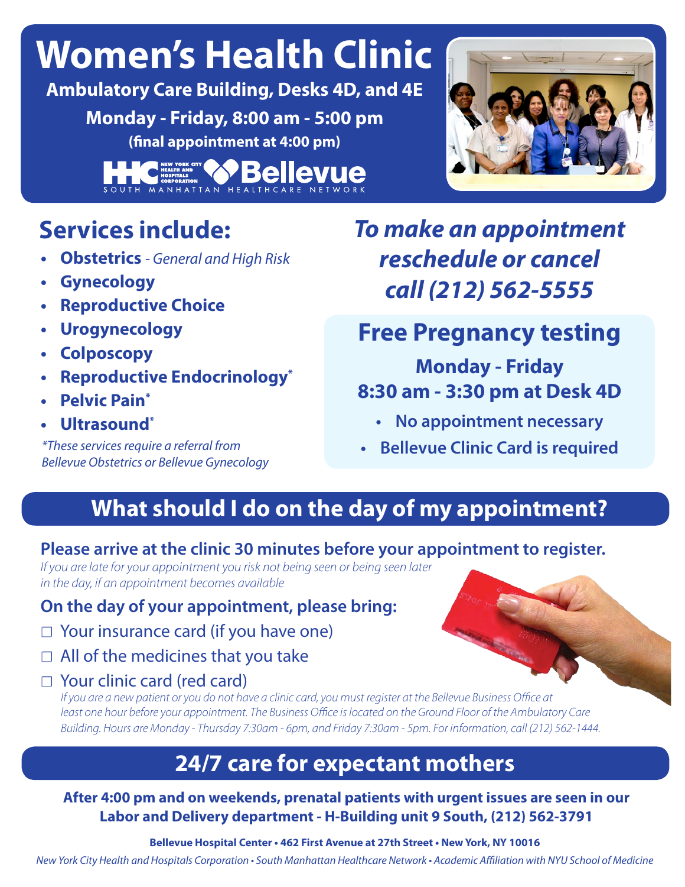# Women's Health Clinic

**Ambulatory Care Building, Desks 4D, and 4E**

**Monday - Friday, 8:00 am - 5:00 pm**

**(final appointment at 4:00 pm)**

HHC NEW YORK CITY HEALTH AND HOSPITALS CORPORATION Bellevue SOUTH MANHATTAN HEALTHCARE NETWORK

## Services include:

- **Obstetrics** - *General and High Risk*
- **Gynecology**
- **Reproductive Choice**
- **Urogynecology**
- **Colposcopy**
- **Reproductive Endocrinology***
- **Pelvic Pain***
- **Ultrasound***

*\*These services require a referral from Bellevue Obstetrics or Bellevue Gynecology*

## *To make an appointment reschedule or cancel call (212) 562-5555*

## Free Pregnancy testing

**Monday - Friday**

**8:30 am - 3:30 pm at Desk 4D**

- **No appointment necessary**
- **Bellevue Clinic Card is required**

## What should I do on the day of my appointment?

### Please arrive at the clinic 30 minutes before your appointment to register.

*If you are late for your appointment you risk not being seen or being seen later in the day, if an appointment becomes available*

### On the day of your appointment, please bring:

- ☐ Your insurance card (if you have one)
- ☐ All of the medicines that you take
- ☐ Your clinic card (red card)

  *If you are a new patient or you do not have a clinic card, you must register at the Bellevue Business Office at least one hour before your appointment. The Business Office is located on the Ground Floor of the Ambulatory Care Building. Hours are Monday - Thursday 7:30am - 6pm, and Friday 7:30am - 5pm. For information, call (212) 562-1444.*

## 24/7 care for expectant mothers

**After 4:00 pm and on weekends, prenatal patients with urgent issues are seen in our Labor and Delivery department - H-Building unit 9 South, (212) 562-3791**

**Bellevue Hospital Center • 462 First Avenue at 27th Street • New York, NY 10016**

*New York City Health and Hospitals Corporation • South Manhattan Healthcare Network • Academic Affiliation with NYU School of Medicine*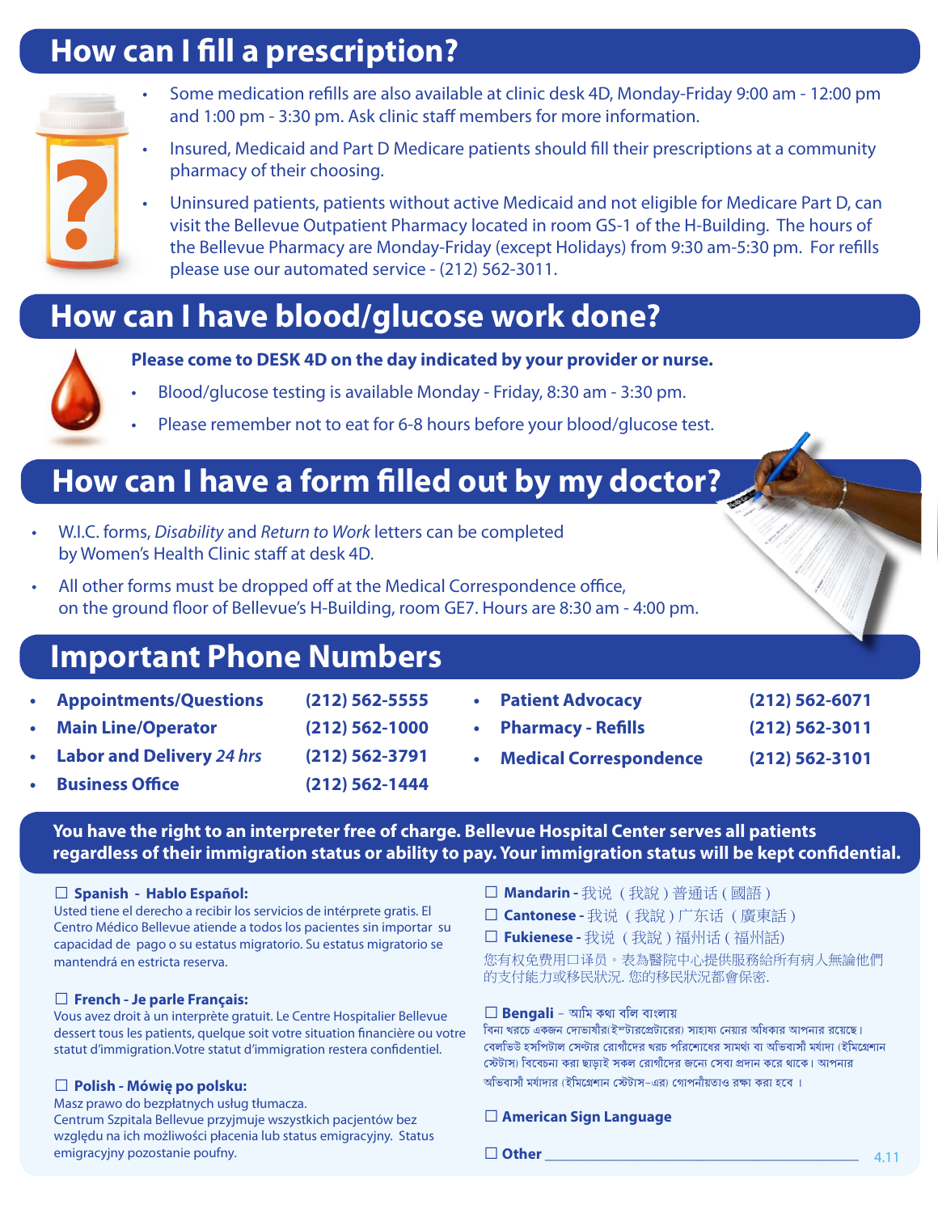## How can I fill a prescription?

- Some medication refills are also available at clinic desk 4D, Monday-Friday 9:00 am - 12:00 pm and 1:00 pm - 3:30 pm. Ask clinic staff members for more information.
- Insured, Medicaid and Part D Medicare patients should fill their prescriptions at a community pharmacy of their choosing.
- Uninsured patients, patients without active Medicaid and not eligible for Medicare Part D, can visit the Bellevue Outpatient Pharmacy located in room GS-1 of the H-Building. The hours of the Bellevue Pharmacy are Monday-Friday (except Holidays) from 9:30 am-5:30 pm. For refills please use our automated service - (212) 562-3011.

## How can I have blood/glucose work done?

**Please come to DESK 4D on the day indicated by your provider or nurse.**

- Blood/glucose testing is available Monday - Friday, 8:30 am - 3:30 pm.
- Please remember not to eat for 6-8 hours before your blood/glucose test.

## How can I have a form filled out by my doctor?

- W.I.C. forms, *Disability* and *Return to Work* letters can be completed by Women's Health Clinic staff at desk 4D.
- All other forms must be dropped off at the Medical Correspondence office, on the ground floor of Bellevue's H-Building, room GE7. Hours are 8:30 am - 4:00 pm.

## Important Phone Numbers

- **Appointments/Questions** **(212) 562-5555**
- **Main Line/Operator** **(212) 562-1000**
- **Labor and Delivery *24 hrs*** **(212) 562-3791**
- **Business Office** **(212) 562-1444**
- **Patient Advocacy** **(212) 562-6071**
- **Pharmacy - Refills** **(212) 562-3011**
- **Medical Correspondence** **(212) 562-3101**

**You have the right to an interpreter free of charge. Bellevue Hospital Center serves all patients regardless of their immigration status or ability to pay. Your immigration status will be kept confidential.**

☐ **Spanish - Hablo Español:**
Usted tiene el derecho a recibir los servicios de intérprete gratis. El Centro Médico Bellevue atiende a todos los pacientes sin importar su capacidad de pago o su estatus migratorio. Su estatus migratorio se mantendrá en estricta reserva.

☐ **French - Je parle Français:**
Vous avez droit à un interprète gratuit. Le Centre Hospitalier Bellevue dessert tous les patients, quelque soit votre situation financière ou votre statut d'immigration.Votre statut d'immigration restera confidentiel.

☐ **Polish - Mówię po polsku:**
Masz prawo do bezpłatnych usług tłumacza.
Centrum Szpitala Bellevue przyjmuje wszystkich pacjentów bez względu na ich możliwości płacenia lub status emigracyjny. Status emigracyjny pozostanie poufny.

☐ **Mandarin -** 我说（我說）普通话（國語）

☐ **Cantonese -** 我说（我說）广东话（廣東話）

☐ **Fukienese -** 我说（我說）福州话（福州話)

您有权免费用口译员。表為醫院中心提供服務給所有病人無論他們的支付能力或移民狀況. 您的移民狀況都會保密.

☐ **Bengali** – আমি কথা বলি বাংলায়
বিনা খরচে একজন দোভাষীর(ইন্টারপ্রেটারের) সাহায্য নেয়ার অধিকার আপনার রয়েছে। বেলভিউ হসপিটাল সেন্টার রোগীদের খরচ পরিশোধের সামর্থ্য বা অভিবাসী মর্যাদা (ইমিগ্রেশান স্টেটাস) বিবেচনা করা ছাড়াই সকল রোগীদের জন্যে সেবা প্রদান করে থাকে। আপনার অভিবাসী মর্যাদার (ইমিগ্রেশান স্টেটাস–এর) গোপনীয়তাও রক্ষা করা হবে ।

☐ **American Sign Language**

☐ **Other** ________________________________

4.11